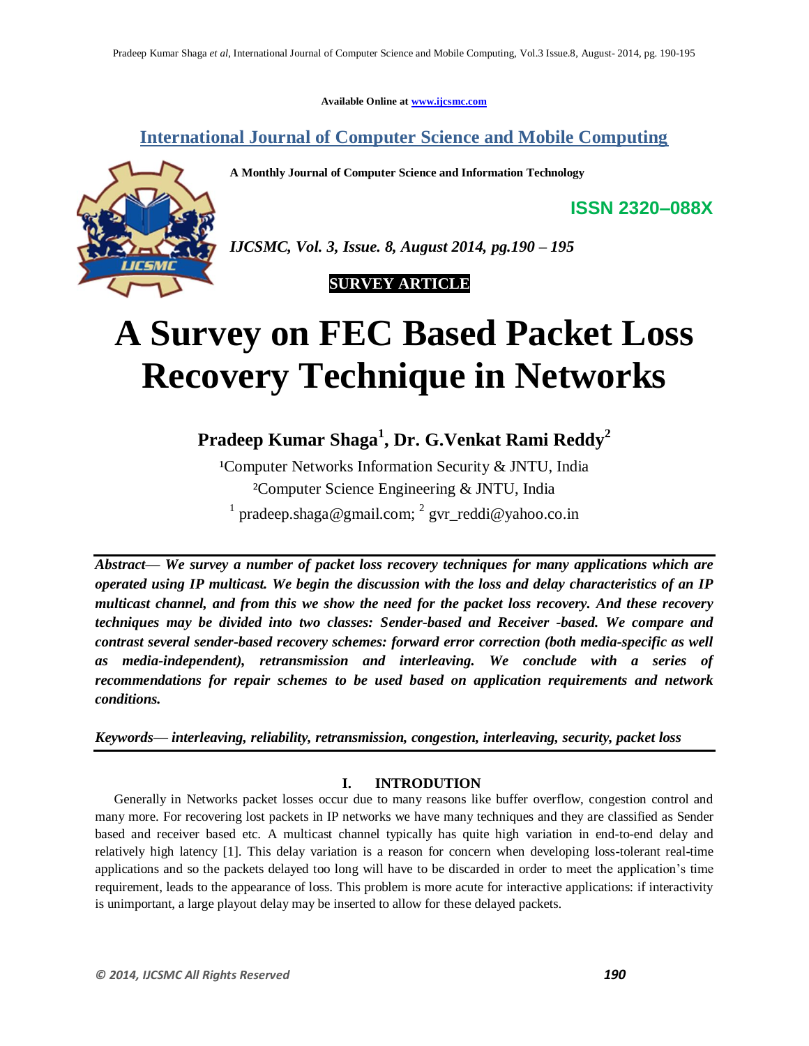Available Online at www.ijcsmc.com

## International Journal of Computer Science and Mobile Computing

**A Monthly Journal of Computer Science and Information Technology**

**ISSN 2320–088X**

*IJCSMC, Vol. 3, Issue. 8, August 2014, pg.190 – 195*

**SURVEY ARTICLE**

# A Survey on FEC Based Packet Loss Recovery Technique in Networks

**Pradeep Kumar Shaga[1], Dr. G.Venkat Rami Reddy[2]**

[1]Computer Networks Information Security & JNTU, India
[2]Computer Science Engineering & JNTU, India
[1] pradeep.shaga@gmail.com; [2] gvr_reddi@yahoo.co.in

***Abstract*— *We survey a number of packet loss recovery techniques for many applications which are operated using IP multicast. We begin the discussion with the loss and delay characteristics of an IP multicast channel, and from this we show the need for the packet loss recovery. And these recovery techniques may be divided into two classes: Sender-based and Receiver -based. We compare and contrast several sender-based recovery schemes: forward error correction (both media-specific as well as media-independent), retransmission and interleaving. We conclude with a series of recommendations for repair schemes to be used based on application requirements and network conditions.***

***Keywords*— *interleaving, reliability, retransmission, congestion, interleaving, security, packet loss***

## I. INTRODUTION

Generally in Networks packet losses occur due to many reasons like buffer overflow, congestion control and many more. For recovering lost packets in IP networks we have many techniques and they are classified as Sender based and receiver based etc. A multicast channel typically has quite high variation in end-to-end delay and relatively high latency [1]. This delay variation is a reason for concern when developing loss-tolerant real-time applications and so the packets delayed too long will have to be discarded in order to meet the application's time requirement, leads to the appearance of loss. This problem is more acute for interactive applications: if interactivity is unimportant, a large playout delay may be inserted to allow for these delayed packets.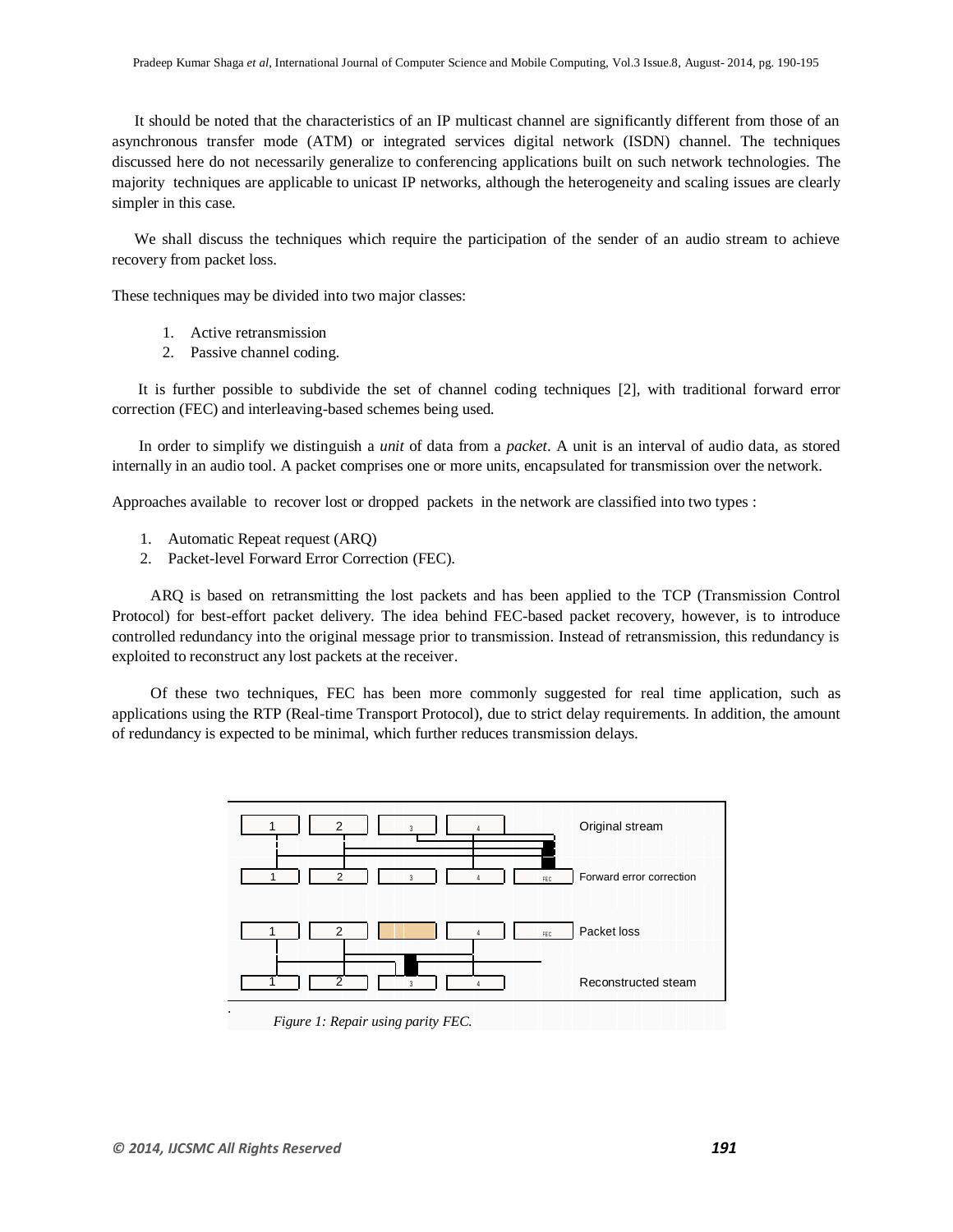It should be noted that the characteristics of an IP multicast channel are significantly different from those of an asynchronous transfer mode (ATM) or integrated services digital network (ISDN) channel. The techniques discussed here do not necessarily generalize to conferencing applications built on such network technologies. The majority techniques are applicable to unicast IP networks, although the heterogeneity and scaling issues are clearly simpler in this case.

We shall discuss the techniques which require the participation of the sender of an audio stream to achieve recovery from packet loss.

These techniques may be divided into two major classes:

1. Active retransmission
2. Passive channel coding.

It is further possible to subdivide the set of channel coding techniques [2], with traditional forward error correction (FEC) and interleaving-based schemes being used.

In order to simplify we distinguish a *unit* of data from a *packet*. A unit is an interval of audio data, as stored internally in an audio tool. A packet comprises one or more units, encapsulated for transmission over the network.

Approaches available to recover lost or dropped packets in the network are classified into two types :

1. Automatic Repeat request (ARQ)
2. Packet-level Forward Error Correction (FEC).

ARQ is based on retransmitting the lost packets and has been applied to the TCP (Transmission Control Protocol) for best-effort packet delivery. The idea behind FEC-based packet recovery, however, is to introduce controlled redundancy into the original message prior to transmission. Instead of retransmission, this redundancy is exploited to reconstruct any lost packets at the receiver.

Of these two techniques, FEC has been more commonly suggested for real time application, such as applications using the RTP (Real-time Transport Protocol), due to strict delay requirements. In addition, the amount of redundancy is expected to be minimal, which further reduces transmission delays.

*Figure 1: Repair using parity FEC.*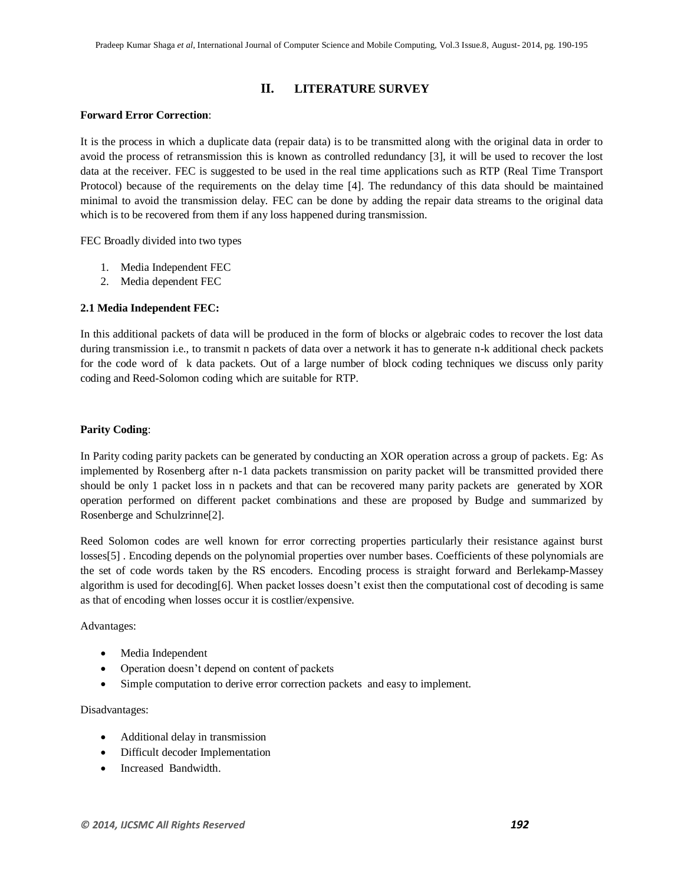## II. LITERATURE SURVEY

**Forward Error Correction**:

It is the process in which a duplicate data (repair data) is to be transmitted along with the original data in order to avoid the process of retransmission this is known as controlled redundancy [3], it will be used to recover the lost data at the receiver. FEC is suggested to be used in the real time applications such as RTP (Real Time Transport Protocol) because of the requirements on the delay time [4]. The redundancy of this data should be maintained minimal to avoid the transmission delay. FEC can be done by adding the repair data streams to the original data which is to be recovered from them if any loss happened during transmission.

FEC Broadly divided into two types

1. Media Independent FEC
2. Media dependent FEC

**2.1 Media Independent FEC:**

In this additional packets of data will be produced in the form of blocks or algebraic codes to recover the lost data during transmission i.e., to transmit n packets of data over a network it has to generate n-k additional check packets for the code word of k data packets. Out of a large number of block coding techniques we discuss only parity coding and Reed-Solomon coding which are suitable for RTP.

**Parity Coding**:

In Parity coding parity packets can be generated by conducting an XOR operation across a group of packets. Eg: As implemented by Rosenberg after n-1 data packets transmission on parity packet will be transmitted provided there should be only 1 packet loss in n packets and that can be recovered many parity packets are generated by XOR operation performed on different packet combinations and these are proposed by Budge and summarized by Rosenberge and Schulzrinne[2].

Reed Solomon codes are well known for error correcting properties particularly their resistance against burst losses[5] . Encoding depends on the polynomial properties over number bases. Coefficients of these polynomials are the set of code words taken by the RS encoders. Encoding process is straight forward and Berlekamp-Massey algorithm is used for decoding[6]. When packet losses doesn't exist then the computational cost of decoding is same as that of encoding when losses occur it is costlier/expensive.

Advantages:

- Media Independent
- Operation doesn't depend on content of packets
- Simple computation to derive error correction packets and easy to implement.

Disadvantages:

- Additional delay in transmission
- Difficult decoder Implementation
- Increased Bandwidth.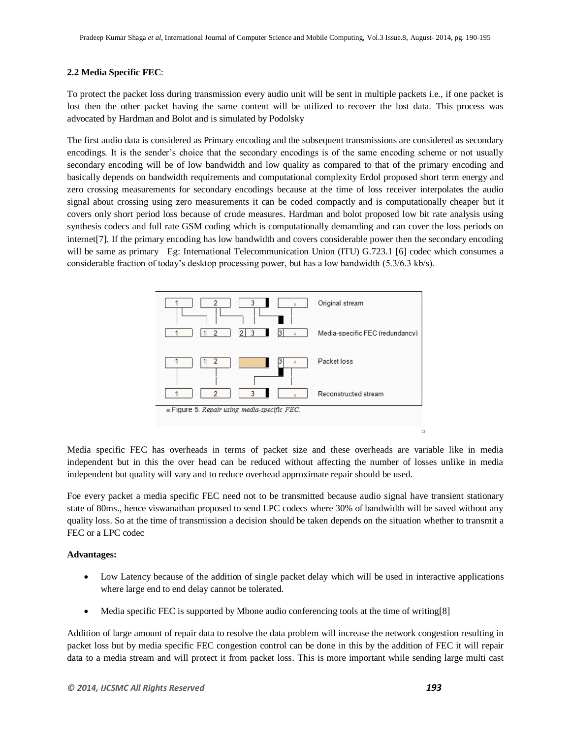**2.2 Media Specific FEC**:

To protect the packet loss during transmission every audio unit will be sent in multiple packets i.e., if one packet is lost then the other packet having the same content will be utilized to recover the lost data. This process was advocated by Hardman and Bolot and is simulated by Podolsky

The first audio data is considered as Primary encoding and the subsequent transmissions are considered as secondary encodings. It is the sender's choice that the secondary encodings is of the same encoding scheme or not usually secondary encoding will be of low bandwidth and low quality as compared to that of the primary encoding and basically depends on bandwidth requirements and computational complexity Erdol proposed short term energy and zero crossing measurements for secondary encodings because at the time of loss receiver interpolates the audio signal about crossing using zero measurements it can be coded compactly and is computationally cheaper but it covers only short period loss because of crude measures. Hardman and bolot proposed low bit rate analysis using synthesis codecs and full rate GSM coding which is computationally demanding and can cover the loss periods on internet[7]. If the primary encoding has low bandwidth and covers considerable power then the secondary encoding will be same as primary Eg: International Telecommunication Union (ITU) G.723.1 [6] codec which consumes a considerable fraction of today's desktop processing power, but has a low bandwidth (5.3/6.3 kb/s).

Figure 5. *Repair using media-specific FEC.*

Media specific FEC has overheads in terms of packet size and these overheads are variable like in media independent but in this the over head can be reduced without affecting the number of losses unlike in media independent but quality will vary and to reduce overhead approximate repair should be used.

Foe every packet a media specific FEC need not to be transmitted because audio signal have transient stationary state of 80ms., hence viswanathan proposed to send LPC codecs where 30% of bandwidth will be saved without any quality loss. So at the time of transmission a decision should be taken depends on the situation whether to transmit a FEC or a LPC codec

**Advantages:**

- Low Latency because of the addition of single packet delay which will be used in interactive applications where large end to end delay cannot be tolerated.
- Media specific FEC is supported by Mbone audio conferencing tools at the time of writing[8]

Addition of large amount of repair data to resolve the data problem will increase the network congestion resulting in packet loss but by media specific FEC congestion control can be done in this by the addition of FEC it will repair data to a media stream and will protect it from packet loss. This is more important while sending large multi cast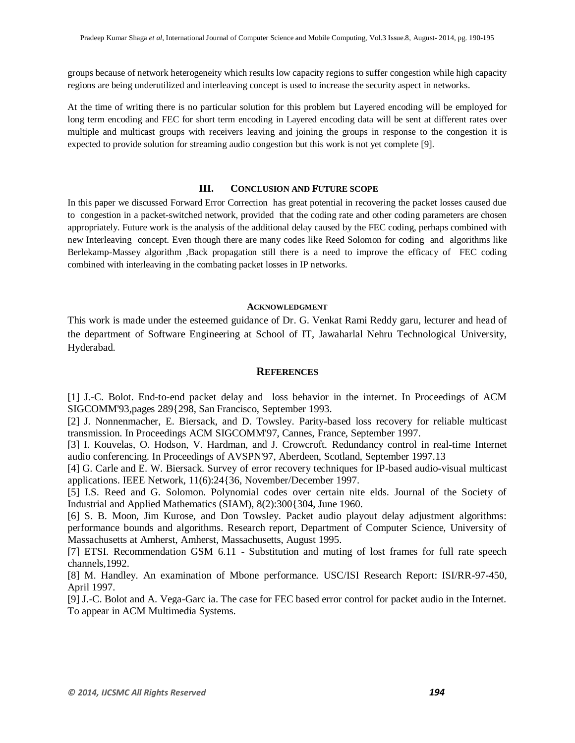groups because of network heterogeneity which results low capacity regions to suffer congestion while high capacity regions are being underutilized and interleaving concept is used to increase the security aspect in networks.

At the time of writing there is no particular solution for this problem but Layered encoding will be employed for long term encoding and FEC for short term encoding in Layered encoding data will be sent at different rates over multiple and multicast groups with receivers leaving and joining the groups in response to the congestion it is expected to provide solution for streaming audio congestion but this work is not yet complete [9].

## III. CONCLUSION AND FUTURE SCOPE

In this paper we discussed Forward Error Correction has great potential in recovering the packet losses caused due to congestion in a packet-switched network, provided that the coding rate and other coding parameters are chosen appropriately. Future work is the analysis of the additional delay caused by the FEC coding, perhaps combined with new Interleaving concept. Even though there are many codes like Reed Solomon for coding and algorithms like Berlekamp-Massey algorithm ,Back propagation still there is a need to improve the efficacy of FEC coding combined with interleaving in the combating packet losses in IP networks.

## ACKNOWLEDGMENT

This work is made under the esteemed guidance of Dr. G. Venkat Rami Reddy garu, lecturer and head of the department of Software Engineering at School of IT, Jawaharlal Nehru Technological University, Hyderabad.

## REFERENCES

[1] J.-C. Bolot. End-to-end packet delay and loss behavior in the internet. In Proceedings of ACM SIGCOMM'93,pages 289{298, San Francisco, September 1993.

[2] J. Nonnenmacher, E. Biersack, and D. Towsley. Parity-based loss recovery for reliable multicast transmission. In Proceedings ACM SIGCOMM'97, Cannes, France, September 1997.

[3] I. Kouvelas, O. Hodson, V. Hardman, and J. Crowcroft. Redundancy control in real-time Internet audio conferencing. In Proceedings of AVSPN'97, Aberdeen, Scotland, September 1997.13

[4] G. Carle and E. W. Biersack. Survey of error recovery techniques for IP-based audio-visual multicast applications. IEEE Network, 11(6):24{36, November/December 1997.

[5] I.S. Reed and G. Solomon. Polynomial codes over certain nite elds. Journal of the Society of Industrial and Applied Mathematics (SIAM), 8(2):300{304, June 1960.

[6] S. B. Moon, Jim Kurose, and Don Towsley. Packet audio playout delay adjustment algorithms: performance bounds and algorithms. Research report, Department of Computer Science, University of Massachusetts at Amherst, Amherst, Massachusetts, August 1995.

[7] ETSI. Recommendation GSM 6.11 - Substitution and muting of lost frames for full rate speech channels,1992.

[8] M. Handley. An examination of Mbone performance. USC/ISI Research Report: ISI/RR-97-450, April 1997.

[9] J.-C. Bolot and A. Vega-Garc ia. The case for FEC based error control for packet audio in the Internet. To appear in ACM Multimedia Systems.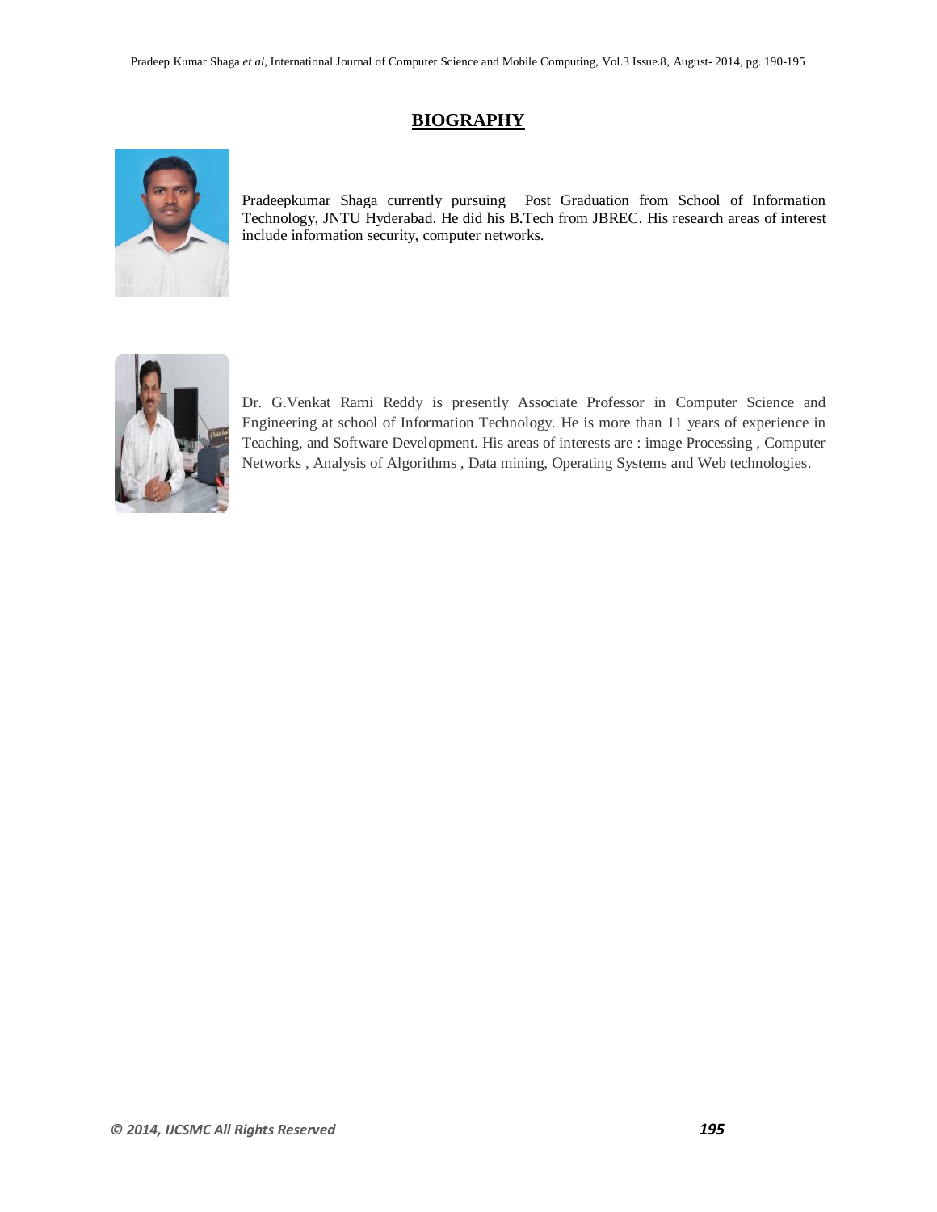## BIOGRAPHY

Pradeepkumar Shaga currently pursuing Post Graduation from School of Information Technology, JNTU Hyderabad. He did his B.Tech from JBREC. His research areas of interest include information security, computer networks.

Dr. G.Venkat Rami Reddy is presently Associate Professor in Computer Science and Engineering at school of Information Technology. He is more than 11 years of experience in Teaching, and Software Development. His areas of interests are : image Processing , Computer Networks , Analysis of Algorithms , Data mining, Operating Systems and Web technologies.